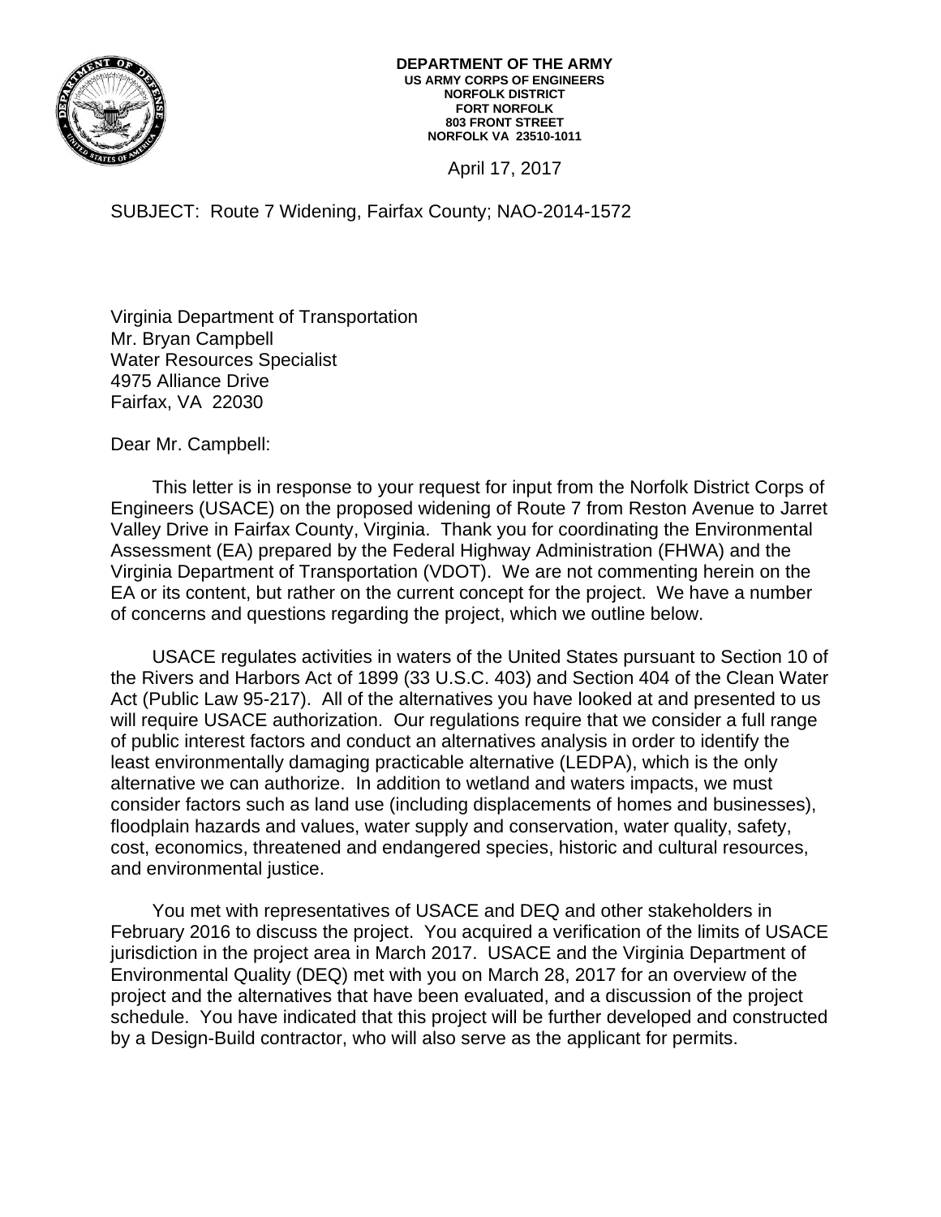**DEPARTMENT OF THE ARMY**
**US ARMY CORPS OF ENGINEERS**
**NORFOLK DISTRICT**
**FORT NORFOLK**
**803 FRONT STREET**
**NORFOLK VA 23510-1011**

April 17, 2017

SUBJECT: Route 7 Widening, Fairfax County; NAO-2014-1572

Virginia Department of Transportation
Mr. Bryan Campbell
Water Resources Specialist
4975 Alliance Drive
Fairfax, VA 22030

Dear Mr. Campbell:

This letter is in response to your request for input from the Norfolk District Corps of Engineers (USACE) on the proposed widening of Route 7 from Reston Avenue to Jarret Valley Drive in Fairfax County, Virginia. Thank you for coordinating the Environmental Assessment (EA) prepared by the Federal Highway Administration (FHWA) and the Virginia Department of Transportation (VDOT). We are not commenting herein on the EA or its content, but rather on the current concept for the project. We have a number of concerns and questions regarding the project, which we outline below.

USACE regulates activities in waters of the United States pursuant to Section 10 of the Rivers and Harbors Act of 1899 (33 U.S.C. 403) and Section 404 of the Clean Water Act (Public Law 95-217). All of the alternatives you have looked at and presented to us will require USACE authorization. Our regulations require that we consider a full range of public interest factors and conduct an alternatives analysis in order to identify the least environmentally damaging practicable alternative (LEDPA), which is the only alternative we can authorize. In addition to wetland and waters impacts, we must consider factors such as land use (including displacements of homes and businesses), floodplain hazards and values, water supply and conservation, water quality, safety, cost, economics, threatened and endangered species, historic and cultural resources, and environmental justice.

You met with representatives of USACE and DEQ and other stakeholders in February 2016 to discuss the project. You acquired a verification of the limits of USACE jurisdiction in the project area in March 2017. USACE and the Virginia Department of Environmental Quality (DEQ) met with you on March 28, 2017 for an overview of the project and the alternatives that have been evaluated, and a discussion of the project schedule. You have indicated that this project will be further developed and constructed by a Design-Build contractor, who will also serve as the applicant for permits.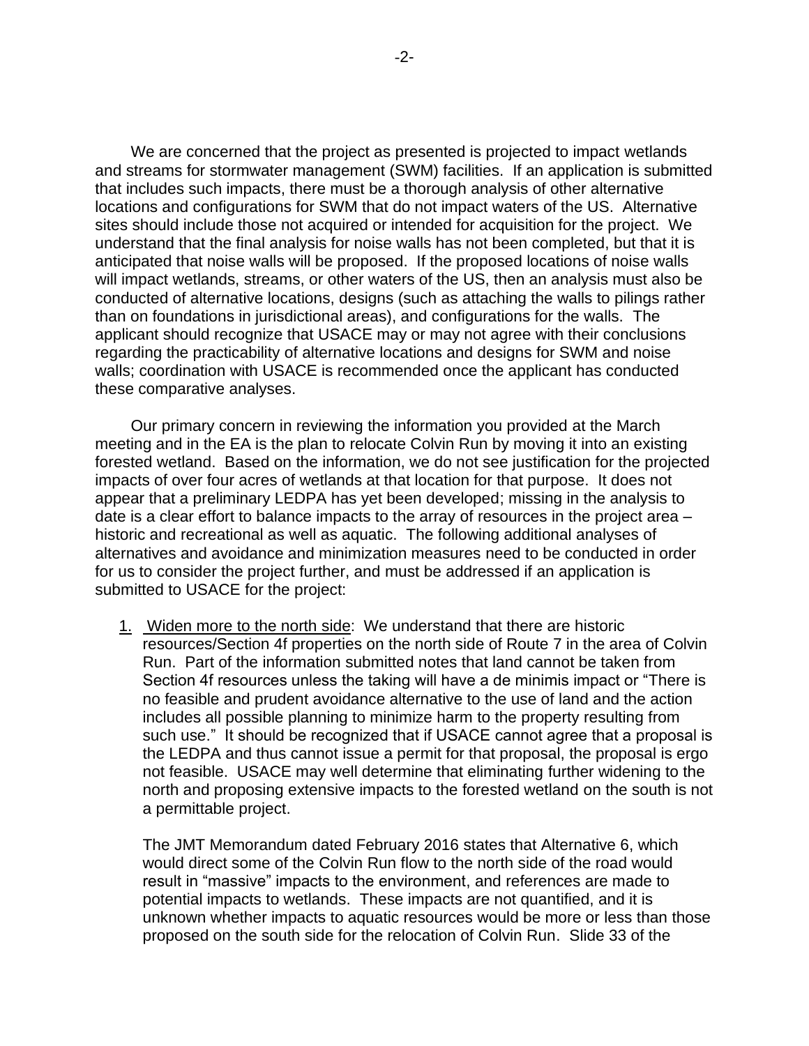We are concerned that the project as presented is projected to impact wetlands and streams for stormwater management (SWM) facilities. If an application is submitted that includes such impacts, there must be a thorough analysis of other alternative locations and configurations for SWM that do not impact waters of the US. Alternative sites should include those not acquired or intended for acquisition for the project. We understand that the final analysis for noise walls has not been completed, but that it is anticipated that noise walls will be proposed. If the proposed locations of noise walls will impact wetlands, streams, or other waters of the US, then an analysis must also be conducted of alternative locations, designs (such as attaching the walls to pilings rather than on foundations in jurisdictional areas), and configurations for the walls. The applicant should recognize that USACE may or may not agree with their conclusions regarding the practicability of alternative locations and designs for SWM and noise walls; coordination with USACE is recommended once the applicant has conducted these comparative analyses.

Our primary concern in reviewing the information you provided at the March meeting and in the EA is the plan to relocate Colvin Run by moving it into an existing forested wetland. Based on the information, we do not see justification for the projected impacts of over four acres of wetlands at that location for that purpose. It does not appear that a preliminary LEDPA has yet been developed; missing in the analysis to date is a clear effort to balance impacts to the array of resources in the project area – historic and recreational as well as aquatic. The following additional analyses of alternatives and avoidance and minimization measures need to be conducted in order for us to consider the project further, and must be addressed if an application is submitted to USACE for the project:

1. <u>Widen more to the north side</u>: We understand that there are historic resources/Section 4f properties on the north side of Route 7 in the area of Colvin Run. Part of the information submitted notes that land cannot be taken from Section 4f resources unless the taking will have a de minimis impact or "There is no feasible and prudent avoidance alternative to the use of land and the action includes all possible planning to minimize harm to the property resulting from such use." It should be recognized that if USACE cannot agree that a proposal is the LEDPA and thus cannot issue a permit for that proposal, the proposal is ergo not feasible. USACE may well determine that eliminating further widening to the north and proposing extensive impacts to the forested wetland on the south is not a permittable project.

   The JMT Memorandum dated February 2016 states that Alternative 6, which would direct some of the Colvin Run flow to the north side of the road would result in "massive" impacts to the environment, and references are made to potential impacts to wetlands. These impacts are not quantified, and it is unknown whether impacts to aquatic resources would be more or less than those proposed on the south side for the relocation of Colvin Run. Slide 33 of the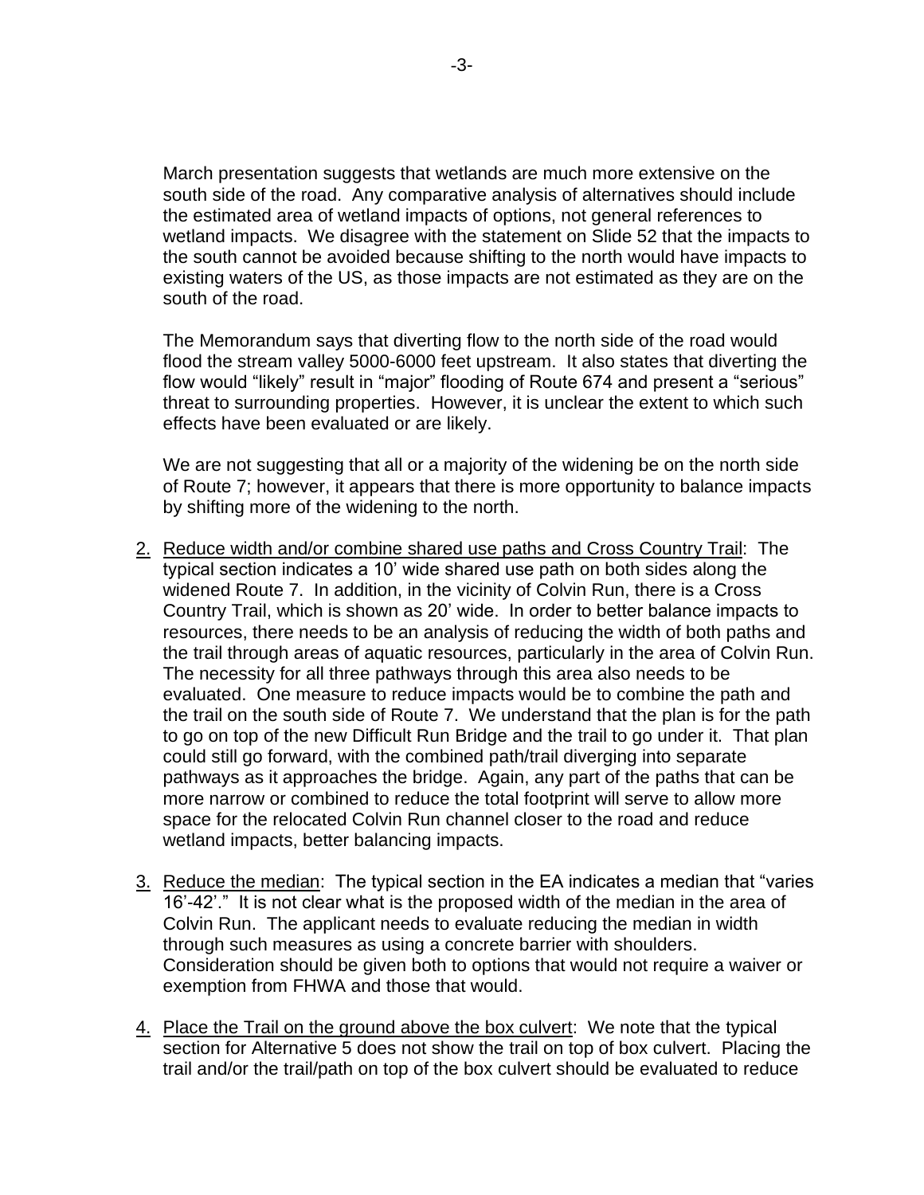March presentation suggests that wetlands are much more extensive on the south side of the road. Any comparative analysis of alternatives should include the estimated area of wetland impacts of options, not general references to wetland impacts. We disagree with the statement on Slide 52 that the impacts to the south cannot be avoided because shifting to the north would have impacts to existing waters of the US, as those impacts are not estimated as they are on the south of the road.

The Memorandum says that diverting flow to the north side of the road would flood the stream valley 5000-6000 feet upstream. It also states that diverting the flow would "likely" result in "major" flooding of Route 674 and present a "serious" threat to surrounding properties. However, it is unclear the extent to which such effects have been evaluated or are likely.

We are not suggesting that all or a majority of the widening be on the north side of Route 7; however, it appears that there is more opportunity to balance impacts by shifting more of the widening to the north.

2. <u>Reduce width and/or combine shared use paths and Cross Country Trail</u>: The typical section indicates a 10' wide shared use path on both sides along the widened Route 7. In addition, in the vicinity of Colvin Run, there is a Cross Country Trail, which is shown as 20' wide. In order to better balance impacts to resources, there needs to be an analysis of reducing the width of both paths and the trail through areas of aquatic resources, particularly in the area of Colvin Run. The necessity for all three pathways through this area also needs to be evaluated. One measure to reduce impacts would be to combine the path and the trail on the south side of Route 7. We understand that the plan is for the path to go on top of the new Difficult Run Bridge and the trail to go under it. That plan could still go forward, with the combined path/trail diverging into separate pathways as it approaches the bridge. Again, any part of the paths that can be more narrow or combined to reduce the total footprint will serve to allow more space for the relocated Colvin Run channel closer to the road and reduce wetland impacts, better balancing impacts.

3. <u>Reduce the median</u>: The typical section in the EA indicates a median that "varies 16'-42'." It is not clear what is the proposed width of the median in the area of Colvin Run. The applicant needs to evaluate reducing the median in width through such measures as using a concrete barrier with shoulders. Consideration should be given both to options that would not require a waiver or exemption from FHWA and those that would.

4. <u>Place the Trail on the ground above the box culvert</u>: We note that the typical section for Alternative 5 does not show the trail on top of box culvert. Placing the trail and/or the trail/path on top of the box culvert should be evaluated to reduce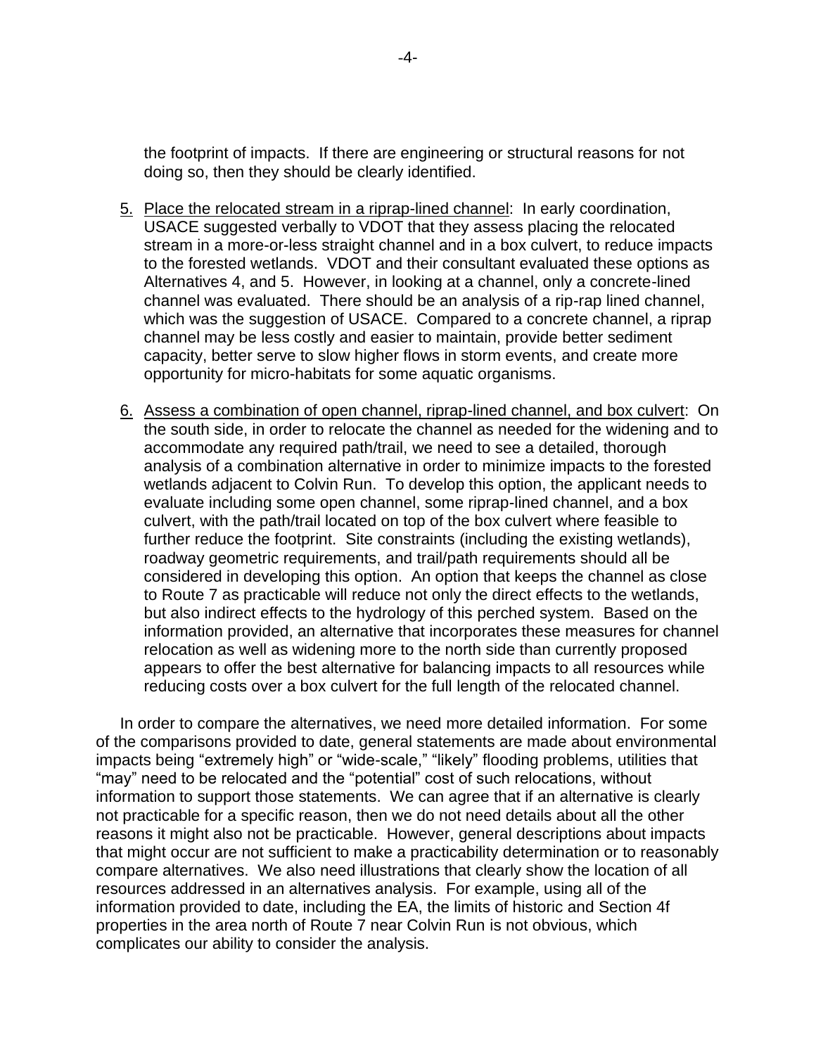the footprint of impacts. If there are engineering or structural reasons for not doing so, then they should be clearly identified.

5. Place the relocated stream in a riprap-lined channel: In early coordination, USACE suggested verbally to VDOT that they assess placing the relocated stream in a more-or-less straight channel and in a box culvert, to reduce impacts to the forested wetlands. VDOT and their consultant evaluated these options as Alternatives 4, and 5. However, in looking at a channel, only a concrete-lined channel was evaluated. There should be an analysis of a rip-rap lined channel, which was the suggestion of USACE. Compared to a concrete channel, a riprap channel may be less costly and easier to maintain, provide better sediment capacity, better serve to slow higher flows in storm events, and create more opportunity for micro-habitats for some aquatic organisms.

6. Assess a combination of open channel, riprap-lined channel, and box culvert: On the south side, in order to relocate the channel as needed for the widening and to accommodate any required path/trail, we need to see a detailed, thorough analysis of a combination alternative in order to minimize impacts to the forested wetlands adjacent to Colvin Run. To develop this option, the applicant needs to evaluate including some open channel, some riprap-lined channel, and a box culvert, with the path/trail located on top of the box culvert where feasible to further reduce the footprint. Site constraints (including the existing wetlands), roadway geometric requirements, and trail/path requirements should all be considered in developing this option. An option that keeps the channel as close to Route 7 as practicable will reduce not only the direct effects to the wetlands, but also indirect effects to the hydrology of this perched system. Based on the information provided, an alternative that incorporates these measures for channel relocation as well as widening more to the north side than currently proposed appears to offer the best alternative for balancing impacts to all resources while reducing costs over a box culvert for the full length of the relocated channel.

In order to compare the alternatives, we need more detailed information. For some of the comparisons provided to date, general statements are made about environmental impacts being "extremely high" or "wide-scale," "likely" flooding problems, utilities that "may" need to be relocated and the "potential" cost of such relocations, without information to support those statements. We can agree that if an alternative is clearly not practicable for a specific reason, then we do not need details about all the other reasons it might also not be practicable. However, general descriptions about impacts that might occur are not sufficient to make a practicability determination or to reasonably compare alternatives. We also need illustrations that clearly show the location of all resources addressed in an alternatives analysis. For example, using all of the information provided to date, including the EA, the limits of historic and Section 4f properties in the area north of Route 7 near Colvin Run is not obvious, which complicates our ability to consider the analysis.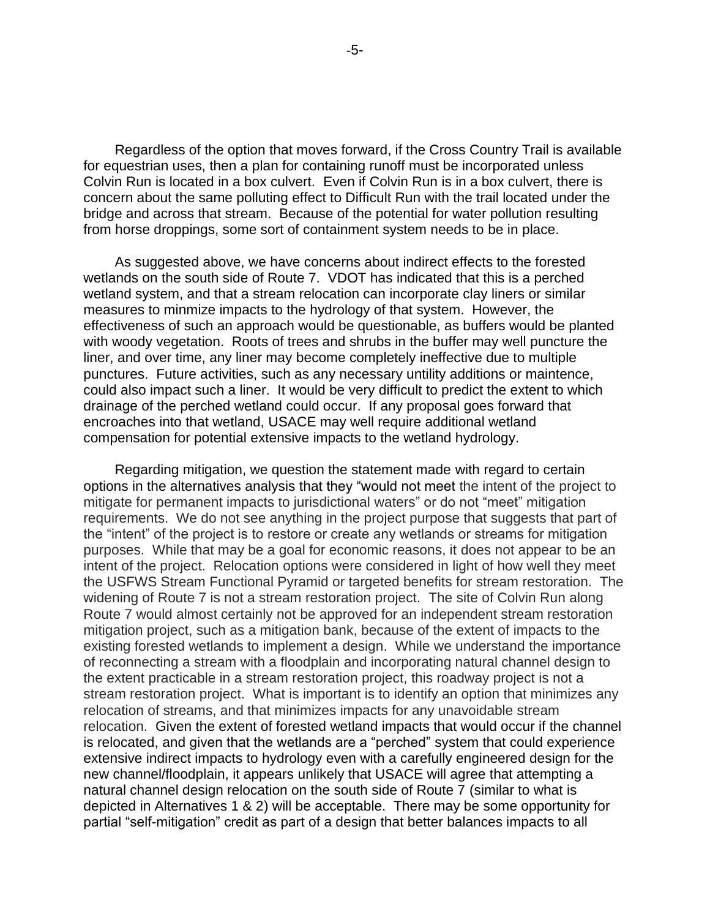Regardless of the option that moves forward, if the Cross Country Trail is available for equestrian uses, then a plan for containing runoff must be incorporated unless Colvin Run is located in a box culvert. Even if Colvin Run is in a box culvert, there is concern about the same polluting effect to Difficult Run with the trail located under the bridge and across that stream. Because of the potential for water pollution resulting from horse droppings, some sort of containment system needs to be in place.

As suggested above, we have concerns about indirect effects to the forested wetlands on the south side of Route 7. VDOT has indicated that this is a perched wetland system, and that a stream relocation can incorporate clay liners or similar measures to minmize impacts to the hydrology of that system. However, the effectiveness of such an approach would be questionable, as buffers would be planted with woody vegetation. Roots of trees and shrubs in the buffer may well puncture the liner, and over time, any liner may become completely ineffective due to multiple punctures. Future activities, such as any necessary untility additions or maintence, could also impact such a liner. It would be very difficult to predict the extent to which drainage of the perched wetland could occur. If any proposal goes forward that encroaches into that wetland, USACE may well require additional wetland compensation for potential extensive impacts to the wetland hydrology.

Regarding mitigation, we question the statement made with regard to certain options in the alternatives analysis that they "would not meet the intent of the project to mitigate for permanent impacts to jurisdictional waters" or do not "meet" mitigation requirements. We do not see anything in the project purpose that suggests that part of the "intent" of the project is to restore or create any wetlands or streams for mitigation purposes. While that may be a goal for economic reasons, it does not appear to be an intent of the project. Relocation options were considered in light of how well they meet the USFWS Stream Functional Pyramid or targeted benefits for stream restoration. The widening of Route 7 is not a stream restoration project. The site of Colvin Run along Route 7 would almost certainly not be approved for an independent stream restoration mitigation project, such as a mitigation bank, because of the extent of impacts to the existing forested wetlands to implement a design. While we understand the importance of reconnecting a stream with a floodplain and incorporating natural channel design to the extent practicable in a stream restoration project, this roadway project is not a stream restoration project. What is important is to identify an option that minimizes any relocation of streams, and that minimizes impacts for any unavoidable stream relocation. Given the extent of forested wetland impacts that would occur if the channel is relocated, and given that the wetlands are a "perched" system that could experience extensive indirect impacts to hydrology even with a carefully engineered design for the new channel/floodplain, it appears unlikely that USACE will agree that attempting a natural channel design relocation on the south side of Route 7 (similar to what is depicted in Alternatives 1 & 2) will be acceptable. There may be some opportunity for partial "self-mitigation" credit as part of a design that better balances impacts to all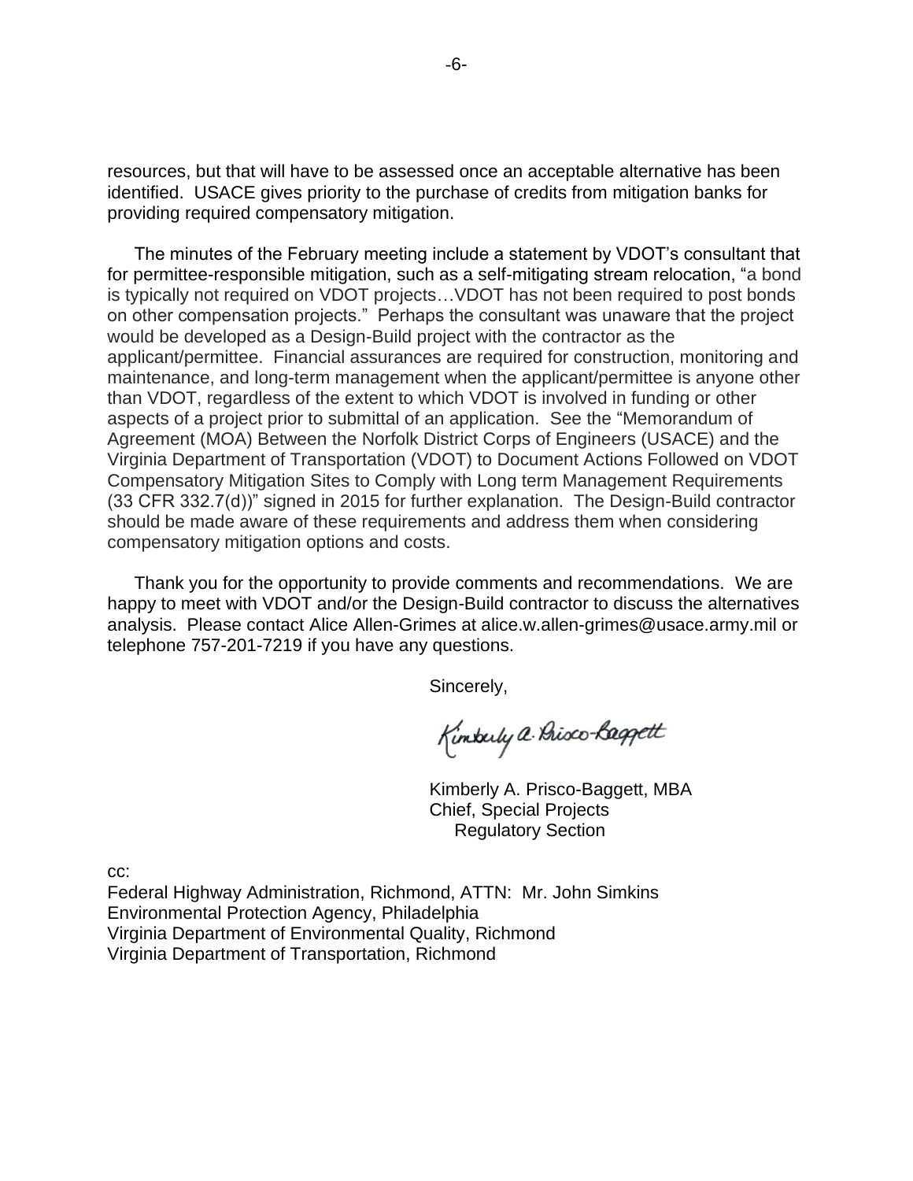resources, but that will have to be assessed once an acceptable alternative has been identified. USACE gives priority to the purchase of credits from mitigation banks for providing required compensatory mitigation.

The minutes of the February meeting include a statement by VDOT's consultant that for permittee-responsible mitigation, such as a self-mitigating stream relocation, "a bond is typically not required on VDOT projects…VDOT has not been required to post bonds on other compensation projects." Perhaps the consultant was unaware that the project would be developed as a Design-Build project with the contractor as the applicant/permittee. Financial assurances are required for construction, monitoring and maintenance, and long-term management when the applicant/permittee is anyone other than VDOT, regardless of the extent to which VDOT is involved in funding or other aspects of a project prior to submittal of an application. See the "Memorandum of Agreement (MOA) Between the Norfolk District Corps of Engineers (USACE) and the Virginia Department of Transportation (VDOT) to Document Actions Followed on VDOT Compensatory Mitigation Sites to Comply with Long term Management Requirements (33 CFR 332.7(d))" signed in 2015 for further explanation. The Design-Build contractor should be made aware of these requirements and address them when considering compensatory mitigation options and costs.

Thank you for the opportunity to provide comments and recommendations. We are happy to meet with VDOT and/or the Design-Build contractor to discuss the alternatives analysis. Please contact Alice Allen-Grimes at alice.w.allen-grimes@usace.army.mil or telephone 757-201-7219 if you have any questions.

Sincerely,

Kimberly A. Prisco-Baggett

Kimberly A. Prisco-Baggett, MBA
Chief, Special Projects
Regulatory Section

cc:
Federal Highway Administration, Richmond, ATTN: Mr. John Simkins
Environmental Protection Agency, Philadelphia
Virginia Department of Environmental Quality, Richmond
Virginia Department of Transportation, Richmond